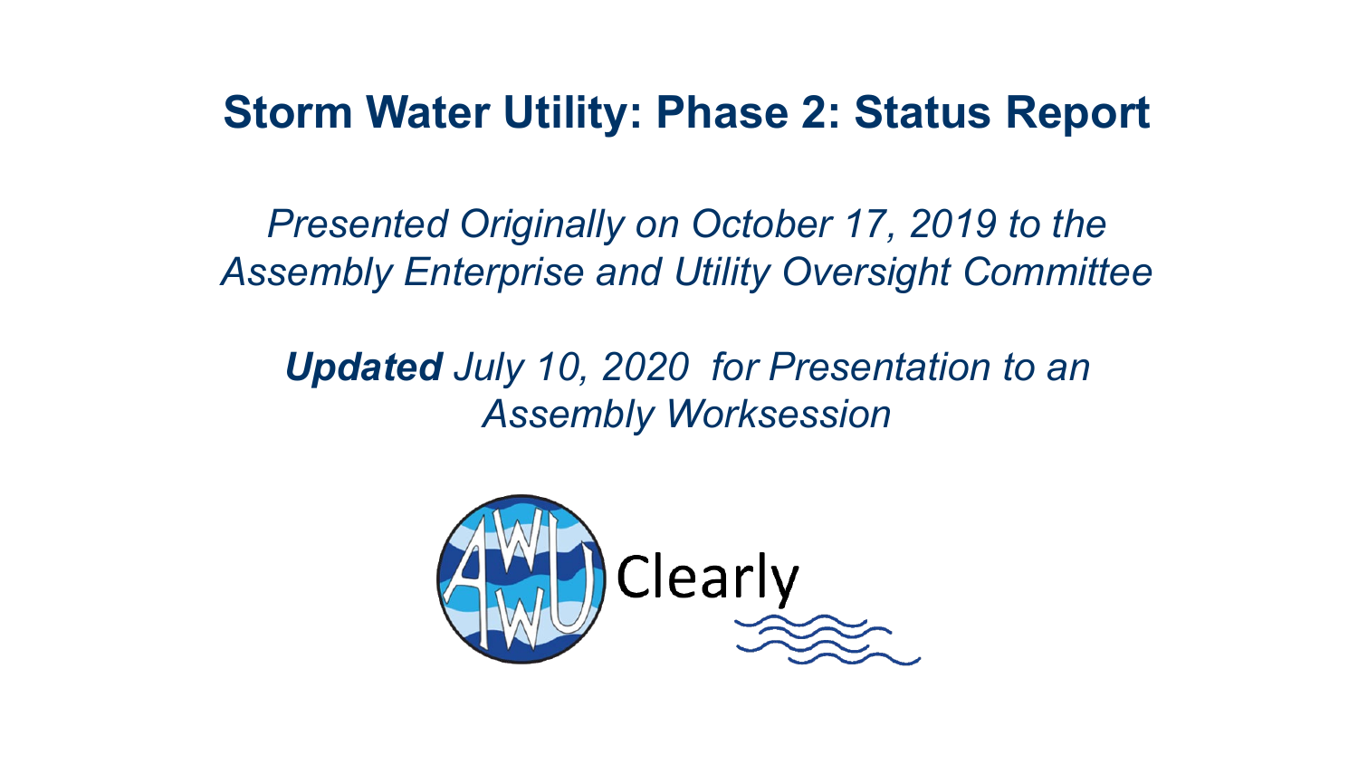# Storm Water Utility: Phase 2: Status Report

*Presented Originally on October 17, 2019 to the Assembly Enterprise and Utility Oversight Committee*

***Updated** July 10, 2020 for Presentation to an Assembly Worksession*

AWU Clearly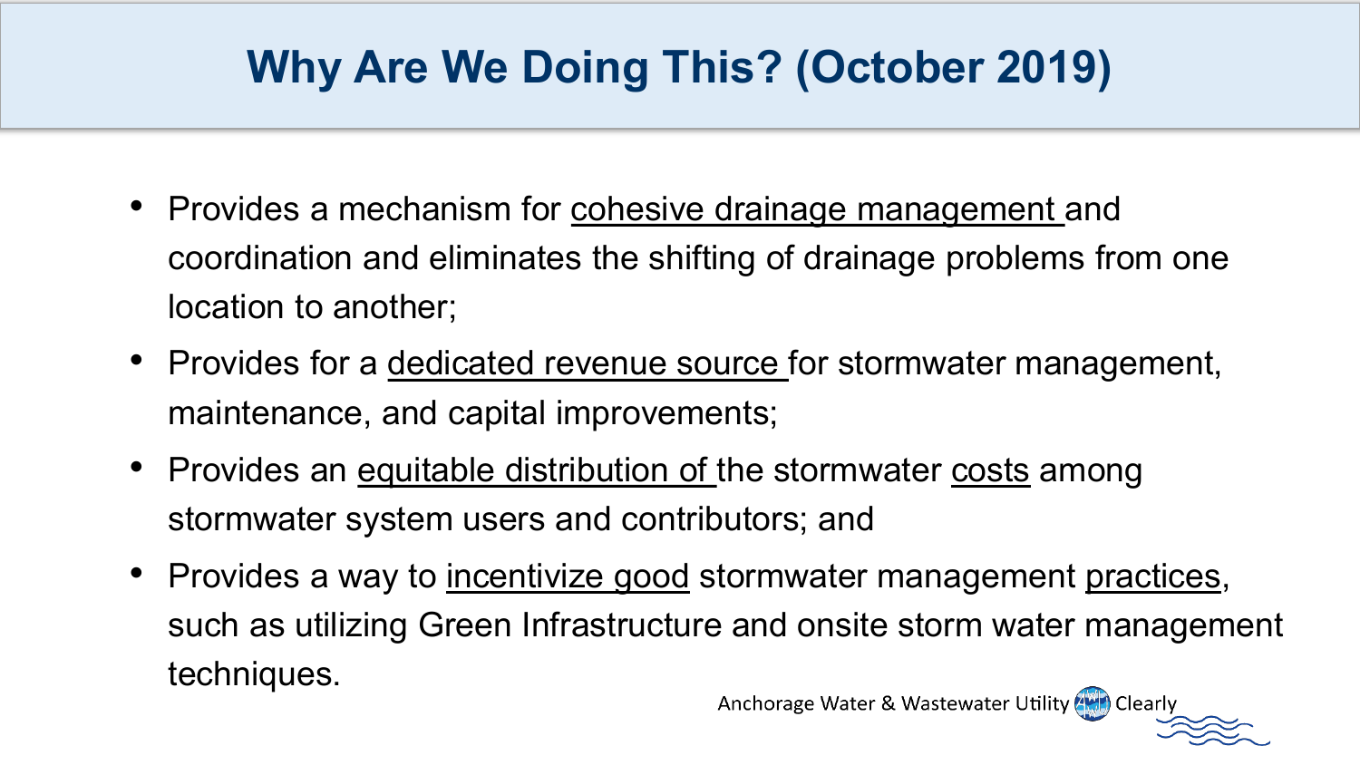# Why Are We Doing This? (October 2019)

- Provides a mechanism for <u>cohesive drainage management</u> and coordination and eliminates the shifting of drainage problems from one location to another;
- Provides for a <u>dedicated revenue source</u> for stormwater management, maintenance, and capital improvements;
- Provides an <u>equitable distribution of</u> the stormwater <u>costs</u> among stormwater system users and contributors; and
- Provides a way to <u>incentivize good</u> stormwater management <u>practices</u>, such as utilizing Green Infrastructure and onsite storm water management techniques.

Anchorage Water & Wastewater Utility Clearly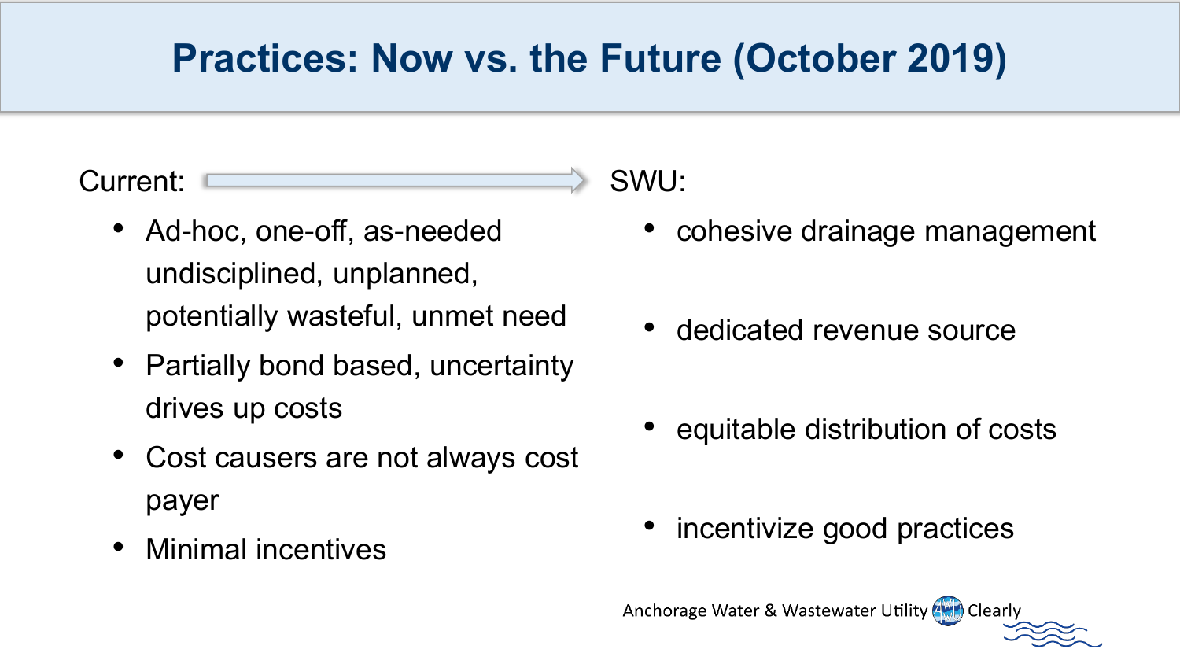# Practices: Now vs. the Future (October 2019)

Current:

- Ad-hoc, one-off, as-needed undisciplined, unplanned, potentially wasteful, unmet need
- Partially bond based, uncertainty drives up costs
- Cost causers are not always cost payer
- Minimal incentives

SWU:

- cohesive drainage management
- dedicated revenue source
- equitable distribution of costs
- incentivize good practices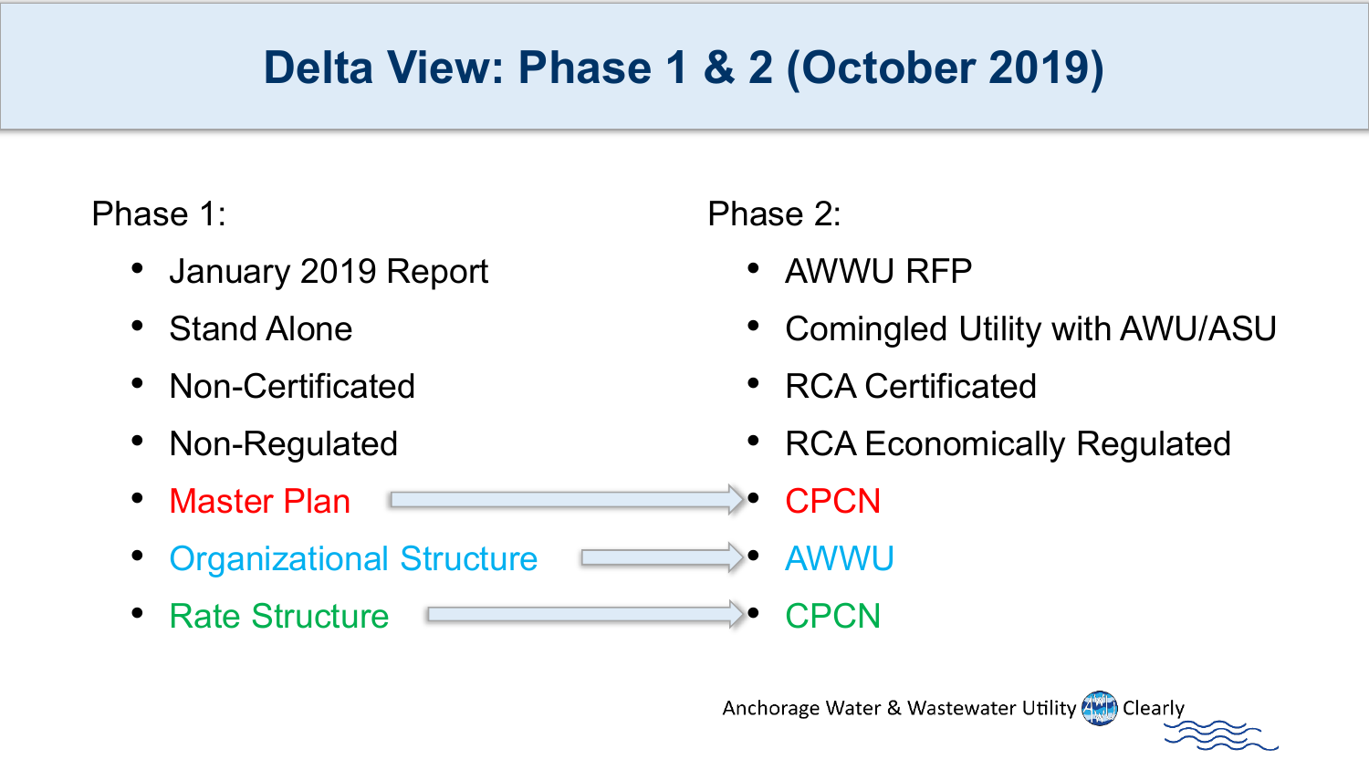# Delta View: Phase 1 & 2 (October 2019)

Phase 1:

- January 2019 Report
- Stand Alone
- Non-Certificated
- Non-Regulated
- Master Plan → CPCN
- Organizational Structure → AWWU
- Rate Structure → CPCN

Phase 2:

- AWWU RFP
- Comingled Utility with AWU/ASU
- RCA Certificated
- RCA Economically Regulated
- CPCN
- AWWU
- CPCN

Anchorage Water & Wastewater Utility Clearly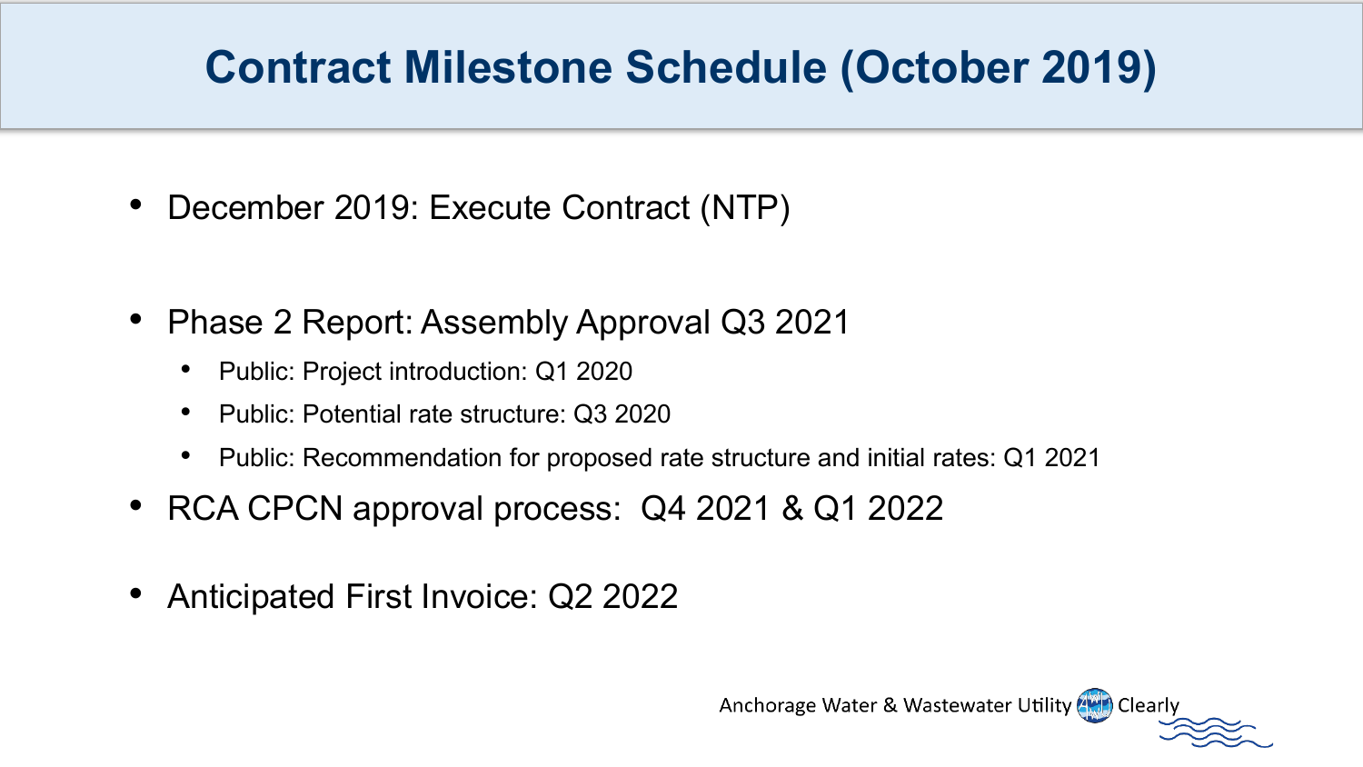# Contract Milestone Schedule (October 2019)

- December 2019: Execute Contract (NTP)
- Phase 2 Report: Assembly Approval Q3 2021
  - Public: Project introduction: Q1 2020
  - Public: Potential rate structure: Q3 2020
  - Public: Recommendation for proposed rate structure and initial rates: Q1 2021
- RCA CPCN approval process: Q4 2021 & Q1 2022
- Anticipated First Invoice: Q2 2022

Anchorage Water & Wastewater Utility Clearly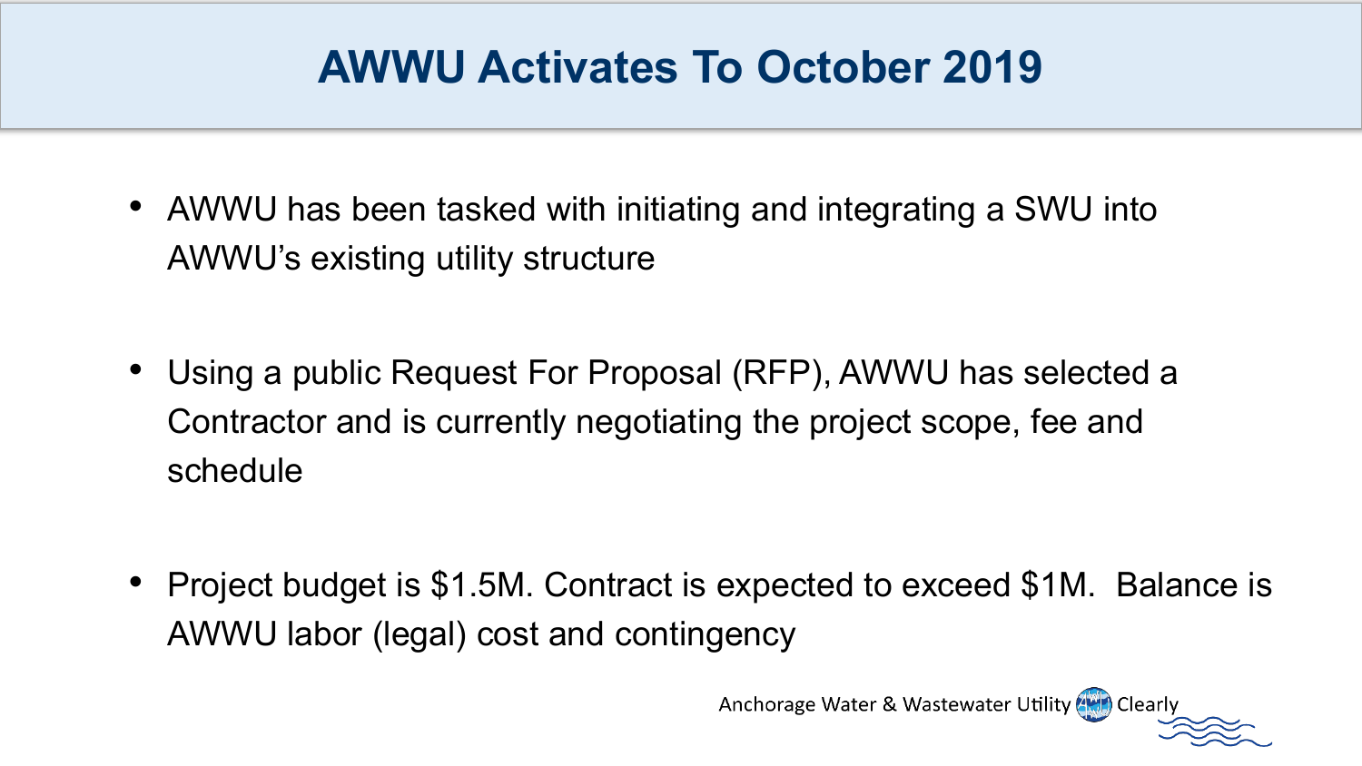# AWWU Activates To October 2019

- AWWU has been tasked with initiating and integrating a SWU into AWWU's existing utility structure
- Using a public Request For Proposal (RFP), AWWU has selected a Contractor and is currently negotiating the project scope, fee and schedule
- Project budget is $1.5M. Contract is expected to exceed $1M. Balance is AWWU labor (legal) cost and contingency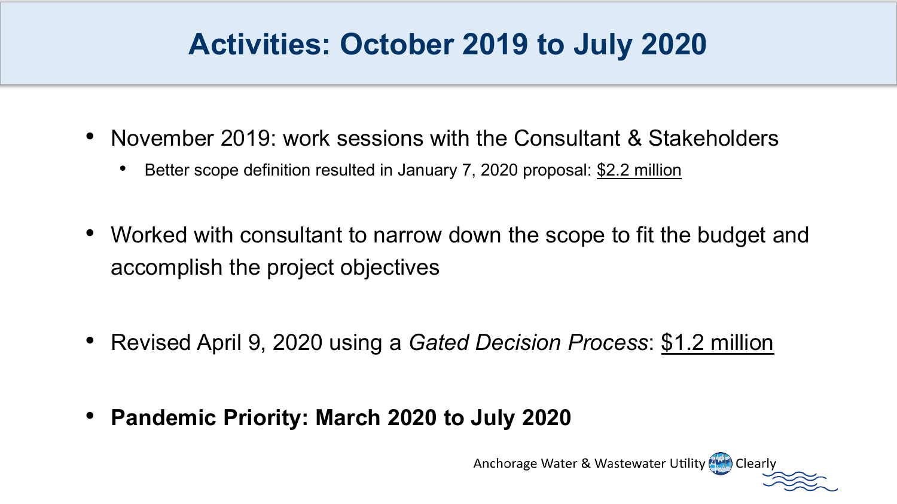# Activities: October 2019 to July 2020

- November 2019: work sessions with the Consultant & Stakeholders
  - Better scope definition resulted in January 7, 2020 proposal: $2.2 million

- Worked with consultant to narrow down the scope to fit the budget and accomplish the project objectives

- Revised April 9, 2020 using a *Gated Decision Process*: $1.2 million

- **Pandemic Priority: March 2020 to July 2020**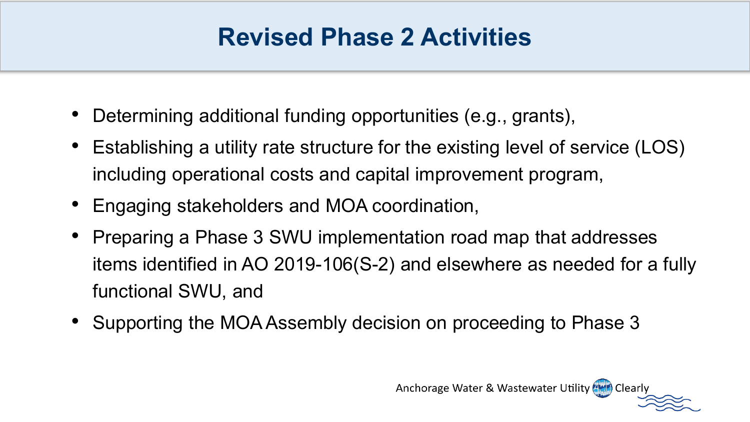# Revised Phase 2 Activities

- Determining additional funding opportunities (e.g., grants),
- Establishing a utility rate structure for the existing level of service (LOS) including operational costs and capital improvement program,
- Engaging stakeholders and MOA coordination,
- Preparing a Phase 3 SWU implementation road map that addresses items identified in AO 2019-106(S-2) and elsewhere as needed for a fully functional SWU, and
- Supporting the MOA Assembly decision on proceeding to Phase 3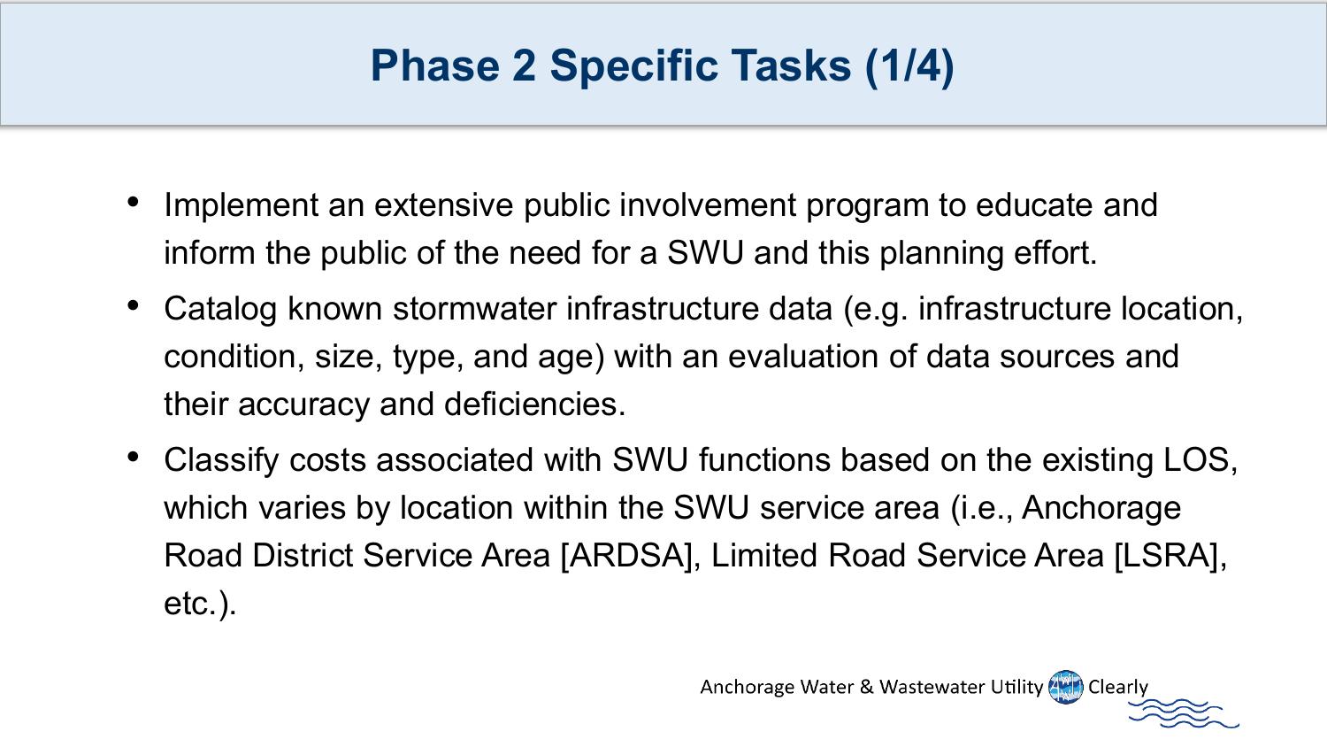# Phase 2 Specific Tasks (1/4)

- Implement an extensive public involvement program to educate and inform the public of the need for a SWU and this planning effort.
- Catalog known stormwater infrastructure data (e.g. infrastructure location, condition, size, type, and age) with an evaluation of data sources and their accuracy and deficiencies.
- Classify costs associated with SWU functions based on the existing LOS, which varies by location within the SWU service area (i.e., Anchorage Road District Service Area [ARDSA], Limited Road Service Area [LSRA], etc.).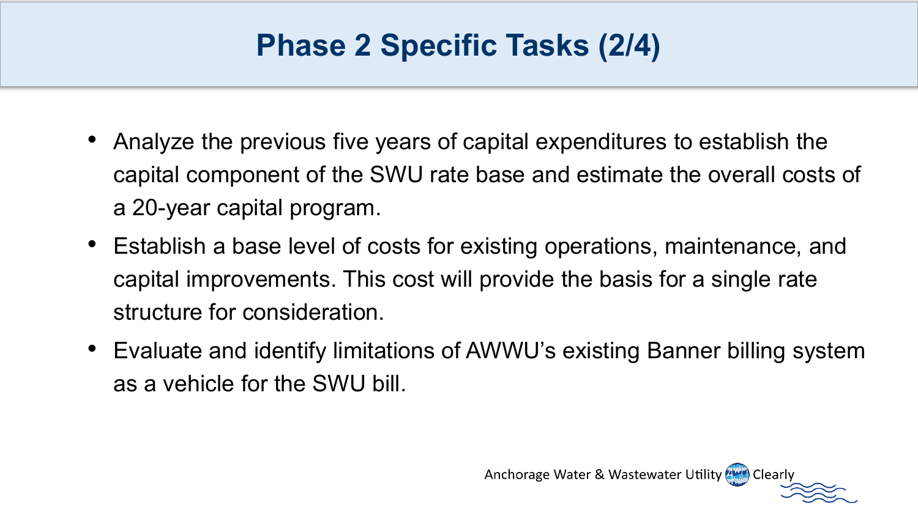# Phase 2 Specific Tasks (2/4)

- Analyze the previous five years of capital expenditures to establish the capital component of the SWU rate base and estimate the overall costs of a 20-year capital program.
- Establish a base level of costs for existing operations, maintenance, and capital improvements. This cost will provide the basis for a single rate structure for consideration.
- Evaluate and identify limitations of AWWU's existing Banner billing system as a vehicle for the SWU bill.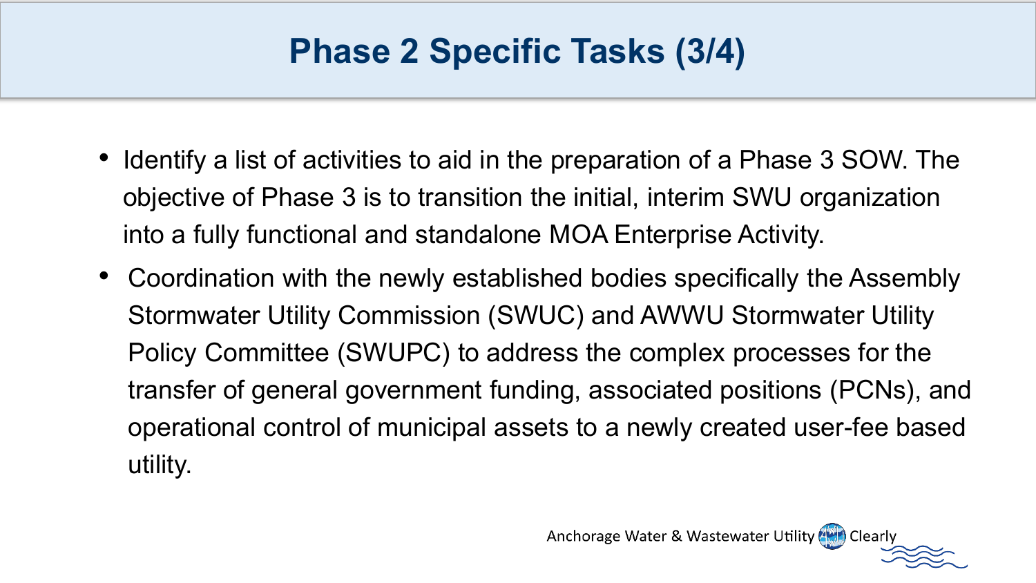# Phase 2 Specific Tasks (3/4)

- Identify a list of activities to aid in the preparation of a Phase 3 SOW. The objective of Phase 3 is to transition the initial, interim SWU organization into a fully functional and standalone MOA Enterprise Activity.
- Coordination with the newly established bodies specifically the Assembly Stormwater Utility Commission (SWUC) and AWWU Stormwater Utility Policy Committee (SWUPC) to address the complex processes for the transfer of general government funding, associated positions (PCNs), and operational control of municipal assets to a newly created user-fee based utility.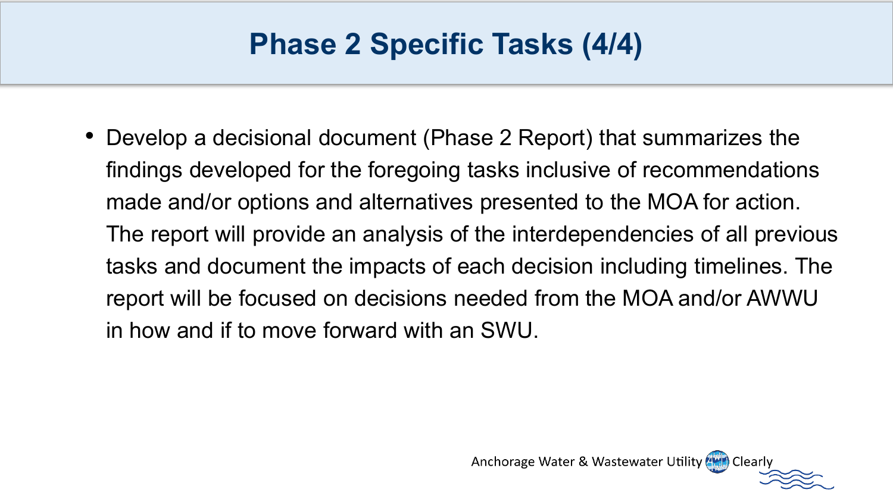# Phase 2 Specific Tasks (4/4)

- Develop a decisional document (Phase 2 Report) that summarizes the findings developed for the foregoing tasks inclusive of recommendations made and/or options and alternatives presented to the MOA for action. The report will provide an analysis of the interdependencies of all previous tasks and document the impacts of each decision including timelines. The report will be focused on decisions needed from the MOA and/or AWWU in how and if to move forward with an SWU.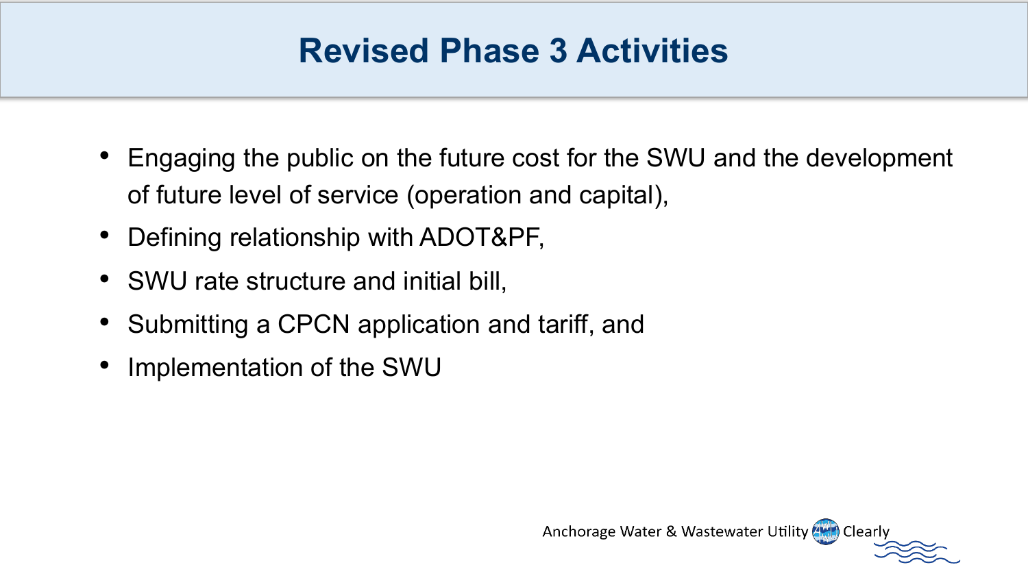# Revised Phase 3 Activities

- Engaging the public on the future cost for the SWU and the development of future level of service (operation and capital),
- Defining relationship with ADOT&PF,
- SWU rate structure and initial bill,
- Submitting a CPCN application and tariff, and
- Implementation of the SWU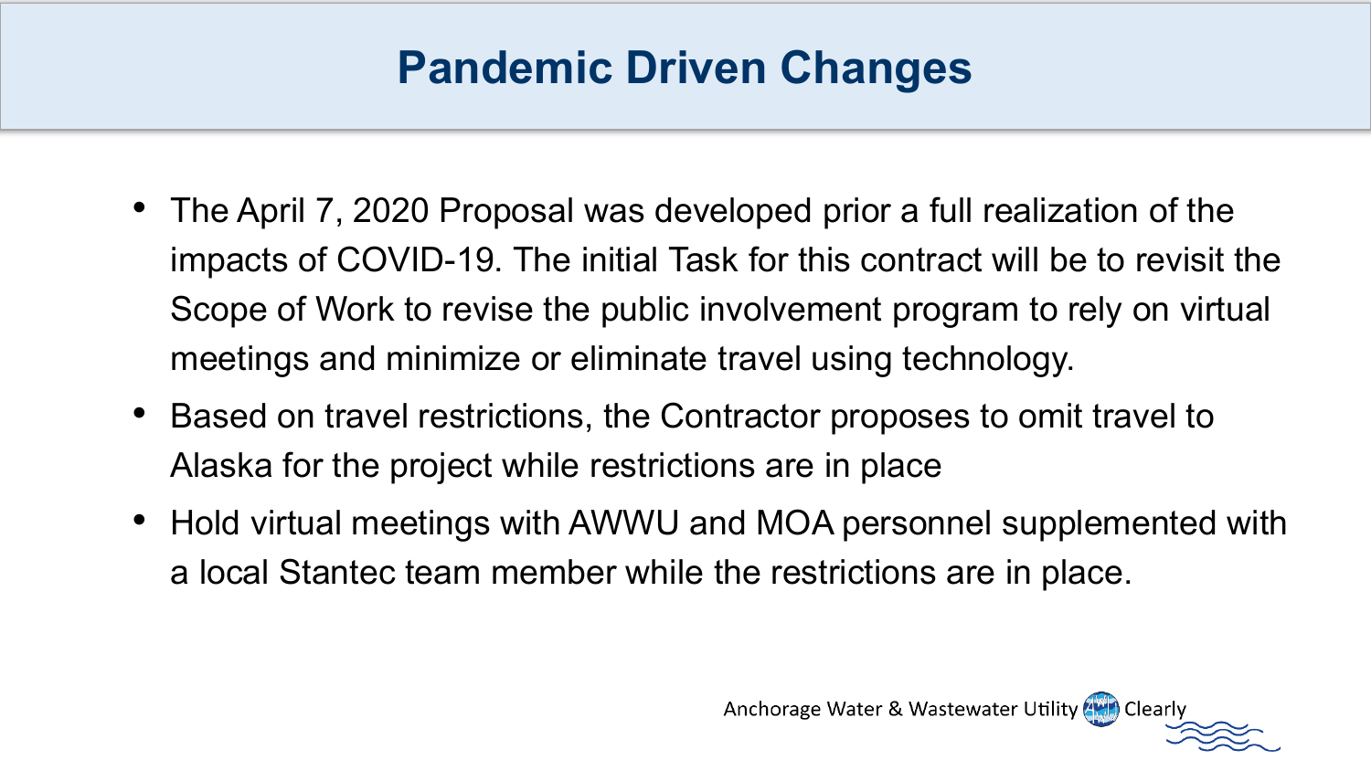# Pandemic Driven Changes

- The April 7, 2020 Proposal was developed prior a full realization of the impacts of COVID-19. The initial Task for this contract will be to revisit the Scope of Work to revise the public involvement program to rely on virtual meetings and minimize or eliminate travel using technology.
- Based on travel restrictions, the Contractor proposes to omit travel to Alaska for the project while restrictions are in place
- Hold virtual meetings with AWWU and MOA personnel supplemented with a local Stantec team member while the restrictions are in place.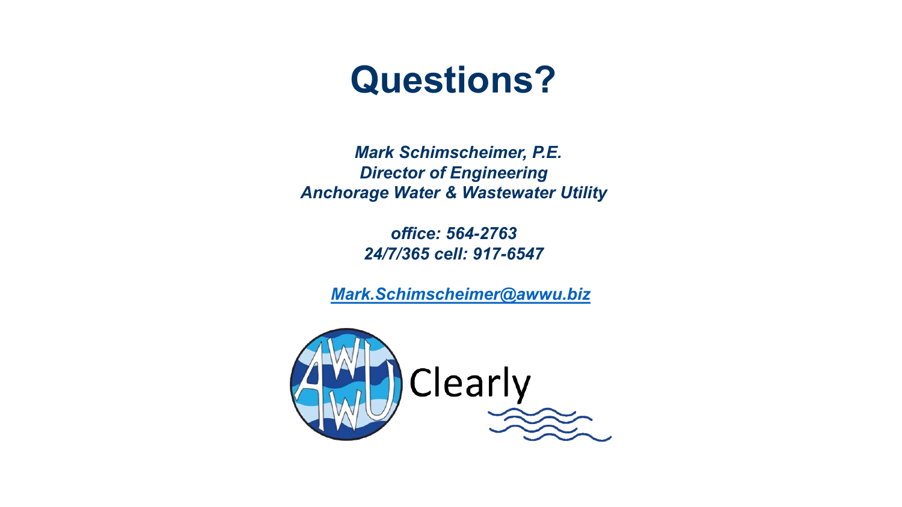# Questions?

***Mark Schimscheimer, P.E.***
***Director of Engineering***
***Anchorage Water & Wastewater Utility***

***office: 564-2763***
***24/7/365 cell: 917-6547***

***Mark.Schimscheimer@awwu.biz***

AWWU Clearly